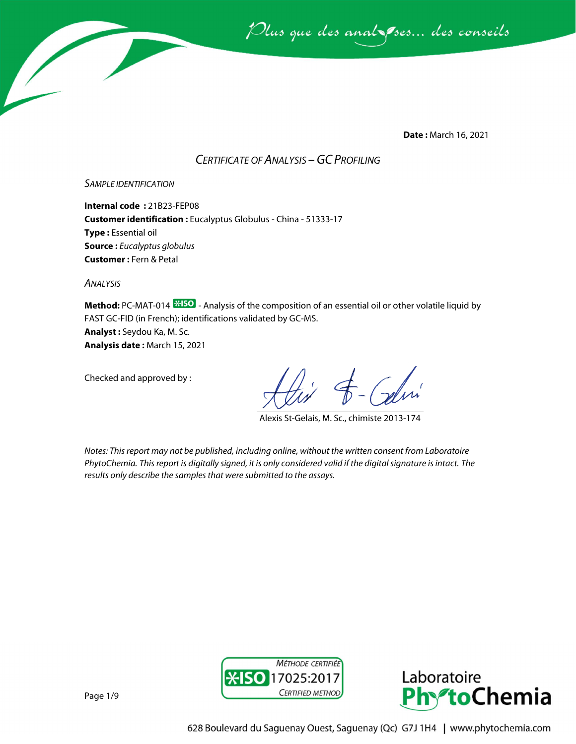*Plus que des analyses... des conseils*

**Date :** March 16, 2021

# *Certificate of Analysis – GC Profiling*

## *Sample identification*

**Internal code :** 21B23-FEP08
**Customer identification :** Eucalyptus Globulus - China - 51333-17
**Type :** Essential oil
**Source :** *Eucalyptus globulus*
**Customer :** Fern & Petal

## *Analysis*

**Method:** PC-MAT-014 ISO - Analysis of the composition of an essential oil or other volatile liquid by FAST GC-FID (in French); identifications validated by GC-MS.
**Analyst :** Seydou Ka, M. Sc.
**Analysis date :** March 15, 2021

Checked and approved by :

Alexis St-Gelais, M. Sc., chimiste 2013-174

*Notes: This report may not be published, including online, without the written consent from Laboratoire PhytoChemia. This report is digitally signed, it is only considered valid if the digital signature is intact. The results only describe the samples that were submitted to the assays.*

Méthode certifiée ISO 17025:2017 Certified method

Laboratoire PhytoChemia

628 Boulevard du Saguenay Ouest, Saguenay (Qc) G7J 1H4 | www.phytochemia.com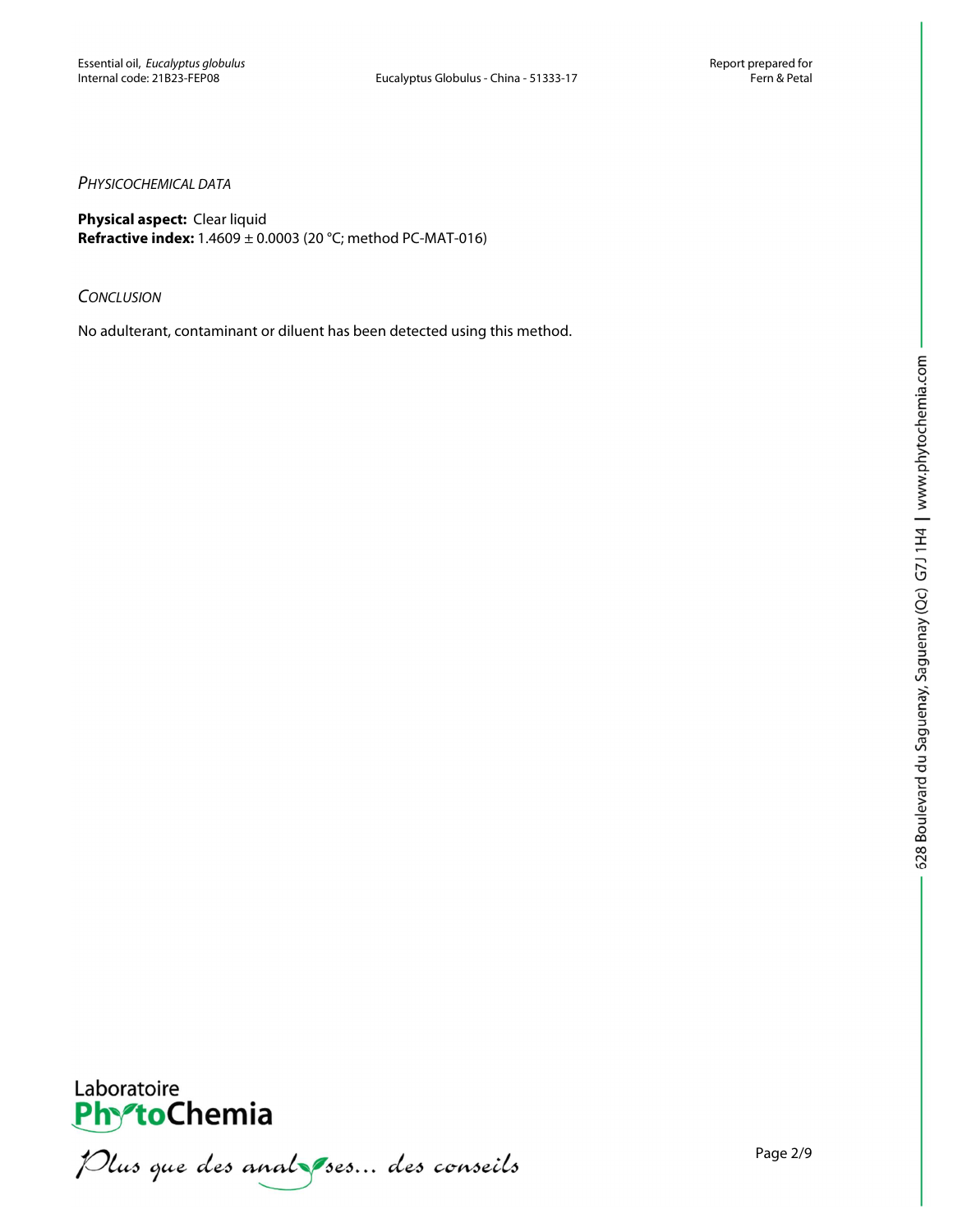## *Physicochemical data*

**Physical aspect:** Clear liquid
**Refractive index:** 1.4609 ± 0.0003 (20 °C; method PC-MAT-016)

## *Conclusion*

No adulterant, contaminant or diluent has been detected using this method.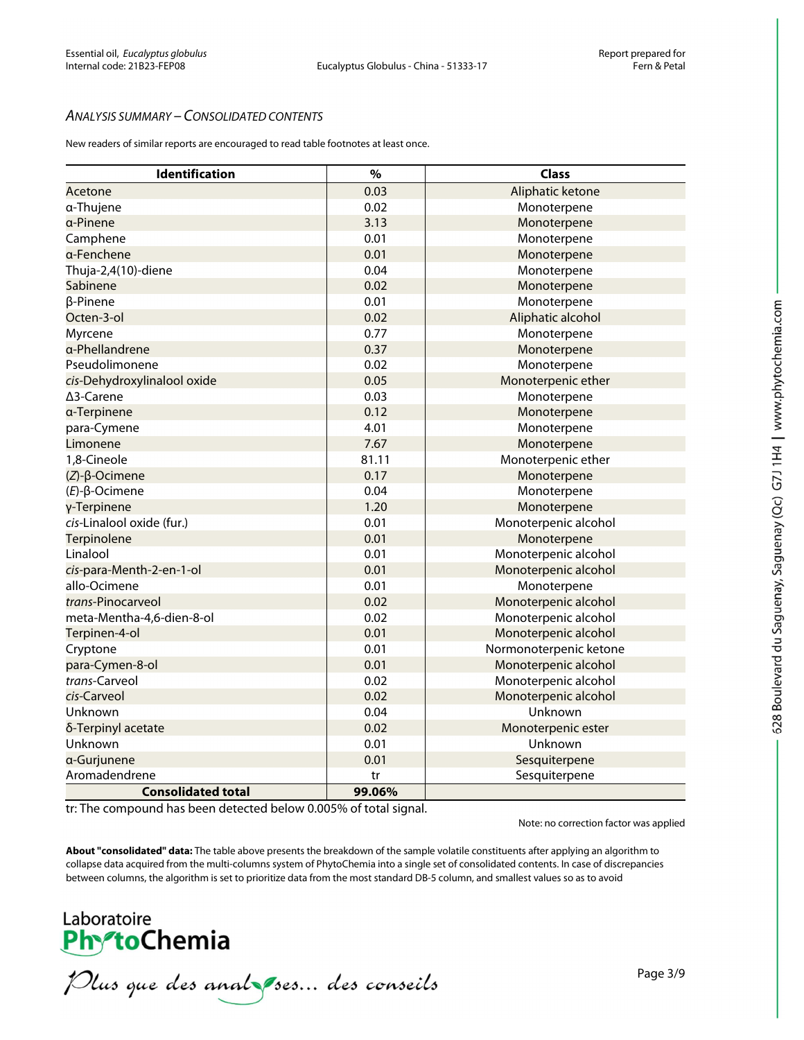## *Analysis Summary – Consolidated Contents*

New readers of similar reports are encouraged to read table footnotes at least once.

| Identification | % | Class |
|---|---|---|
| Acetone | 0.03 | Aliphatic ketone |
| α-Thujene | 0.02 | Monoterpene |
| α-Pinene | 3.13 | Monoterpene |
| Camphene | 0.01 | Monoterpene |
| α-Fenchene | 0.01 | Monoterpene |
| Thuja-2,4(10)-diene | 0.04 | Monoterpene |
| Sabinene | 0.02 | Monoterpene |
| β-Pinene | 0.01 | Monoterpene |
| Octen-3-ol | 0.02 | Aliphatic alcohol |
| Myrcene | 0.77 | Monoterpene |
| α-Phellandrene | 0.37 | Monoterpene |
| Pseudolimonene | 0.02 | Monoterpene |
| *cis*-Dehydroxylinalool oxide | 0.05 | Monoterpenic ether |
| Δ3-Carene | 0.03 | Monoterpene |
| α-Terpinene | 0.12 | Monoterpene |
| para-Cymene | 4.01 | Monoterpene |
| Limonene | 7.67 | Monoterpene |
| 1,8-Cineole | 81.11 | Monoterpenic ether |
| (*Z*)-β-Ocimene | 0.17 | Monoterpene |
| (*E*)-β-Ocimene | 0.04 | Monoterpene |
| γ-Terpinene | 1.20 | Monoterpene |
| *cis*-Linalool oxide (fur.) | 0.01 | Monoterpenic alcohol |
| Terpinolene | 0.01 | Monoterpene |
| Linalool | 0.01 | Monoterpenic alcohol |
| *cis*-para-Menth-2-en-1-ol | 0.01 | Monoterpenic alcohol |
| allo-Ocimene | 0.01 | Monoterpene |
| *trans*-Pinocarveol | 0.02 | Monoterpenic alcohol |
| meta-Mentha-4,6-dien-8-ol | 0.02 | Monoterpenic alcohol |
| Terpinen-4-ol | 0.01 | Monoterpenic alcohol |
| Cryptone | 0.01 | Normonoterpenic ketone |
| para-Cymen-8-ol | 0.01 | Monoterpenic alcohol |
| *trans*-Carveol | 0.02 | Monoterpenic alcohol |
| *cis*-Carveol | 0.02 | Monoterpenic alcohol |
| Unknown | 0.04 | Unknown |
| δ-Terpinyl acetate | 0.02 | Monoterpenic ester |
| Unknown | 0.01 | Unknown |
| α-Gurjunene | 0.01 | Sesquiterpene |
| Aromadendrene | tr | Sesquiterpene |
| **Consolidated total** | **99.06%** | |

tr: The compound has been detected below 0.005% of total signal.

Note: no correction factor was applied

**About "consolidated" data:** The table above presents the breakdown of the sample volatile constituents after applying an algorithm to collapse data acquired from the multi-columns system of PhytoChemia into a single set of consolidated contents. In case of discrepancies between columns, the algorithm is set to prioritize data from the most standard DB-5 column, and smallest values so as to avoid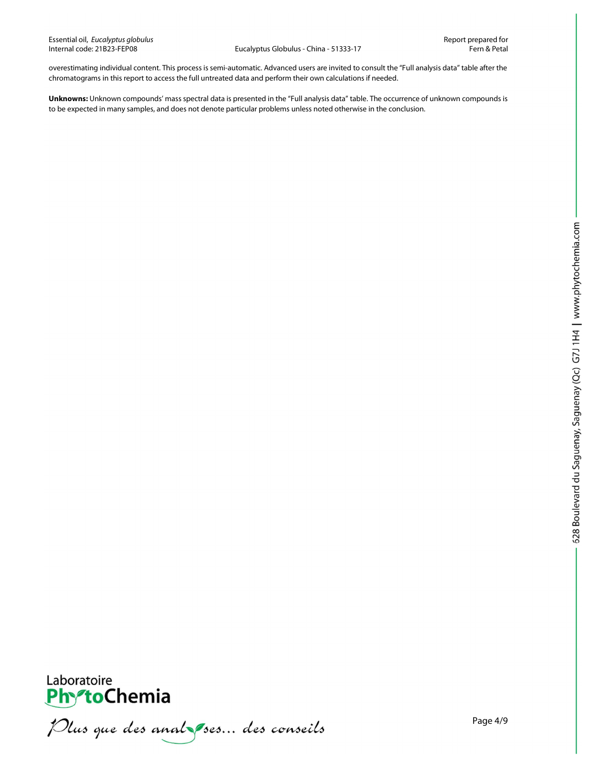overestimating individual content. This process is semi-automatic. Advanced users are invited to consult the "Full analysis data" table after the chromatograms in this report to access the full untreated data and perform their own calculations if needed.

**Unknowns:** Unknown compounds' mass spectral data is presented in the "Full analysis data" table. The occurrence of unknown compounds is to be expected in many samples, and does not denote particular problems unless noted otherwise in the conclusion.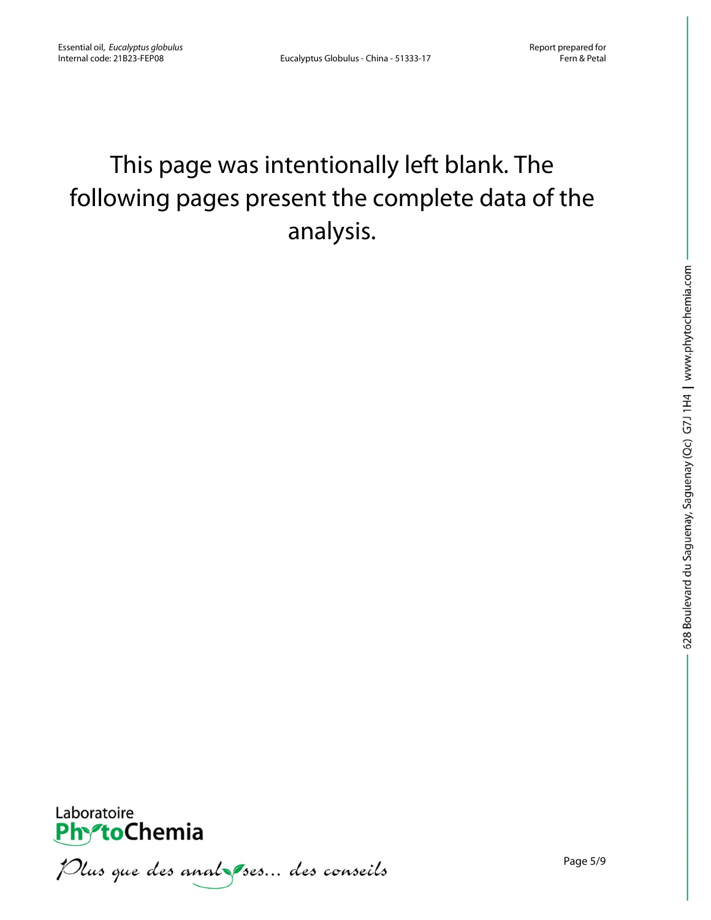This page was intentionally left blank. The following pages present the complete data of the analysis.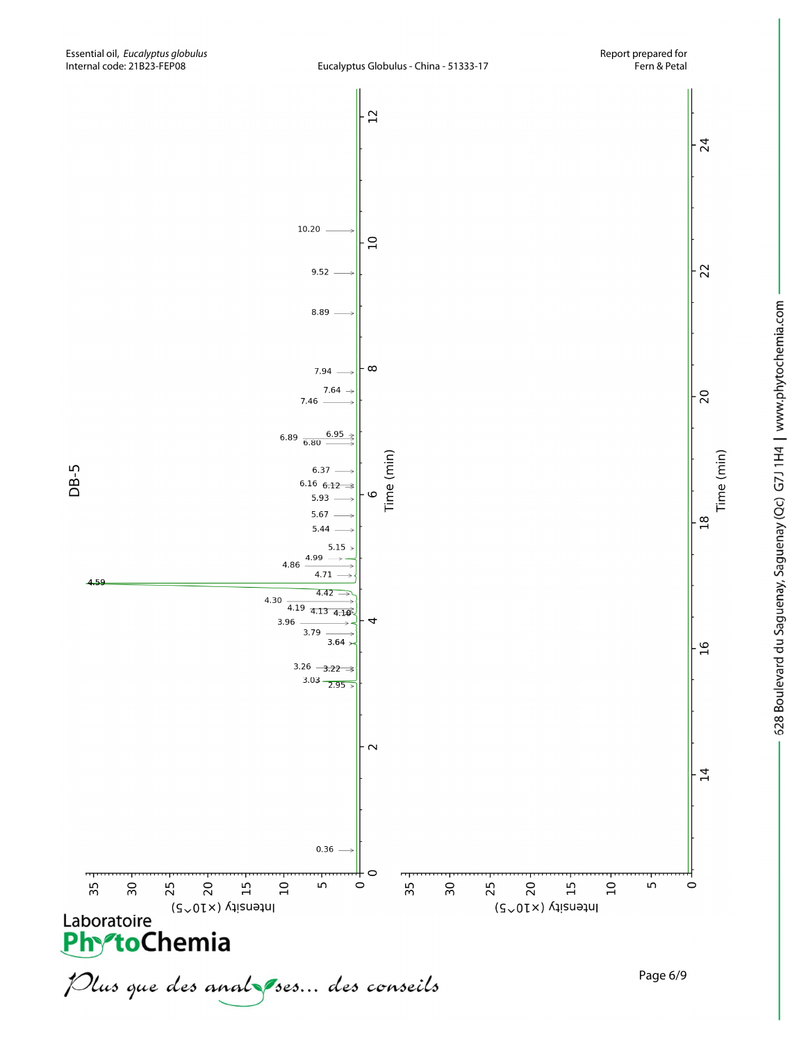DB-5

Time (min)

Intensity (×10^5)

0.36, 2.95, 3.03, 3.22, 3.26, 3.64, 3.79, 3.96, 4.10, 4.13, 4.19, 4.30, 4.42, 4.59, 4.71, 4.86, 4.99, 5.15, 5.44, 5.67, 5.93, 6.12, 6.16, 6.37, 6.80, 6.89, 6.95, 7.46, 7.64, 7.94, 8.89, 9.52, 10.20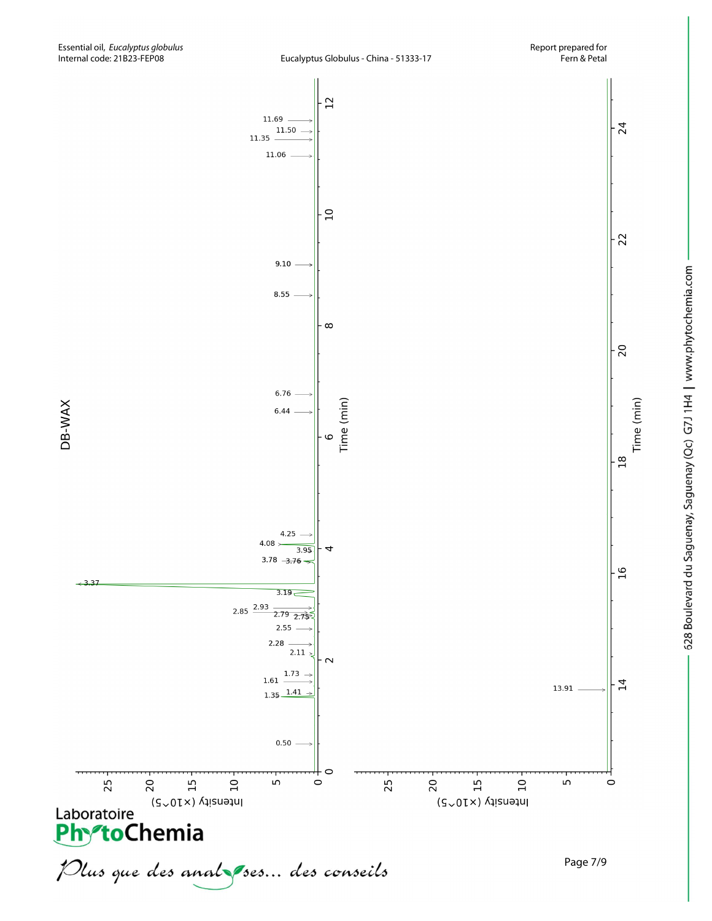## DB-WAX

Time (min)

Intensity (×10^5)

0.50
1.35
1.41
1.61
1.73
2.11
2.28
2.55
2.75
2.79
2.85
2.93
3.19
3.37
3.76
3.78
3.95
4.08
4.25
6.44
6.76
8.55
9.10
11.06
11.35
11.50
11.69

13.91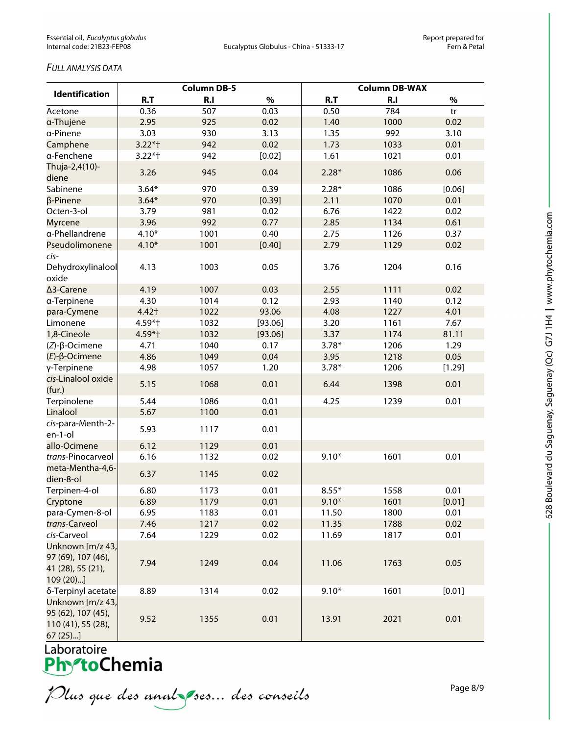*FULL ANALYSIS DATA*

| Identification | Column DB-5 | | | Column DB-WAX | | |
|---|---|---|---|---|---|---|
| | R.T | R.I | % | R.T | R.I | % |
| Acetone | 0.36 | 507 | 0.03 | 0.50 | 784 | tr |
| α-Thujene | 2.95 | 925 | 0.02 | 1.40 | 1000 | 0.02 |
| α-Pinene | 3.03 | 930 | 3.13 | 1.35 | 992 | 3.10 |
| Camphene | 3.22*† | 942 | 0.02 | 1.73 | 1033 | 0.01 |
| α-Fenchene | 3.22*† | 942 | [0.02] | 1.61 | 1021 | 0.01 |
| Thuja-2,4(10)-diene | 3.26 | 945 | 0.04 | 2.28* | 1086 | 0.06 |
| Sabinene | 3.64* | 970 | 0.39 | 2.28* | 1086 | [0.06] |
| β-Pinene | 3.64* | 970 | [0.39] | 2.11 | 1070 | 0.01 |
| Octen-3-ol | 3.79 | 981 | 0.02 | 6.76 | 1422 | 0.02 |
| Myrcene | 3.96 | 992 | 0.77 | 2.85 | 1134 | 0.61 |
| α-Phellandrene | 4.10* | 1001 | 0.40 | 2.75 | 1126 | 0.37 |
| Pseudolimonene | 4.10* | 1001 | [0.40] | 2.79 | 1129 | 0.02 |
| *cis*-Dehydroxylinalool oxide | 4.13 | 1003 | 0.05 | 3.76 | 1204 | 0.16 |
| Δ3-Carene | 4.19 | 1007 | 0.03 | 2.55 | 1111 | 0.02 |
| α-Terpinene | 4.30 | 1014 | 0.12 | 2.93 | 1140 | 0.12 |
| para-Cymene | 4.42† | 1022 | 93.06 | 4.08 | 1227 | 4.01 |
| Limonene | 4.59*† | 1032 | [93.06] | 3.20 | 1161 | 7.67 |
| 1,8-Cineole | 4.59*† | 1032 | [93.06] | 3.37 | 1174 | 81.11 |
| (*Z*)-β-Ocimene | 4.71 | 1040 | 0.17 | 3.78* | 1206 | 1.29 |
| (*E*)-β-Ocimene | 4.86 | 1049 | 0.04 | 3.95 | 1218 | 0.05 |
| γ-Terpinene | 4.98 | 1057 | 1.20 | 3.78* | 1206 | [1.29] |
| *cis*-Linalool oxide (fur.) | 5.15 | 1068 | 0.01 | 6.44 | 1398 | 0.01 |
| Terpinolene | 5.44 | 1086 | 0.01 | 4.25 | 1239 | 0.01 |
| Linalool | 5.67 | 1100 | 0.01 | | | |
| *cis*-para-Menth-2-en-1-ol | 5.93 | 1117 | 0.01 | | | |
| allo-Ocimene | 6.12 | 1129 | 0.01 | | | |
| *trans*-Pinocarveol | 6.16 | 1132 | 0.02 | 9.10* | 1601 | 0.01 |
| meta-Mentha-4,6-dien-8-ol | 6.37 | 1145 | 0.02 | | | |
| Terpinen-4-ol | 6.80 | 1173 | 0.01 | 8.55* | 1558 | 0.01 |
| Cryptone | 6.89 | 1179 | 0.01 | 9.10* | 1601 | [0.01] |
| para-Cymen-8-ol | 6.95 | 1183 | 0.01 | 11.50 | 1800 | 0.01 |
| *trans*-Carveol | 7.46 | 1217 | 0.02 | 11.35 | 1788 | 0.02 |
| *cis*-Carveol | 7.64 | 1229 | 0.02 | 11.69 | 1817 | 0.01 |
| Unknown [m/z 43, 97 (69), 107 (46), 41 (28), 55 (21), 109 (20)...] | 7.94 | 1249 | 0.04 | 11.06 | 1763 | 0.05 |
| δ-Terpinyl acetate | 8.89 | 1314 | 0.02 | 9.10* | 1601 | [0.01] |
| Unknown [m/z 43, 95 (62), 107 (45), 110 (41), 55 (28), 67 (25)...] | 9.52 | 1355 | 0.01 | 13.91 | 2021 | 0.01 |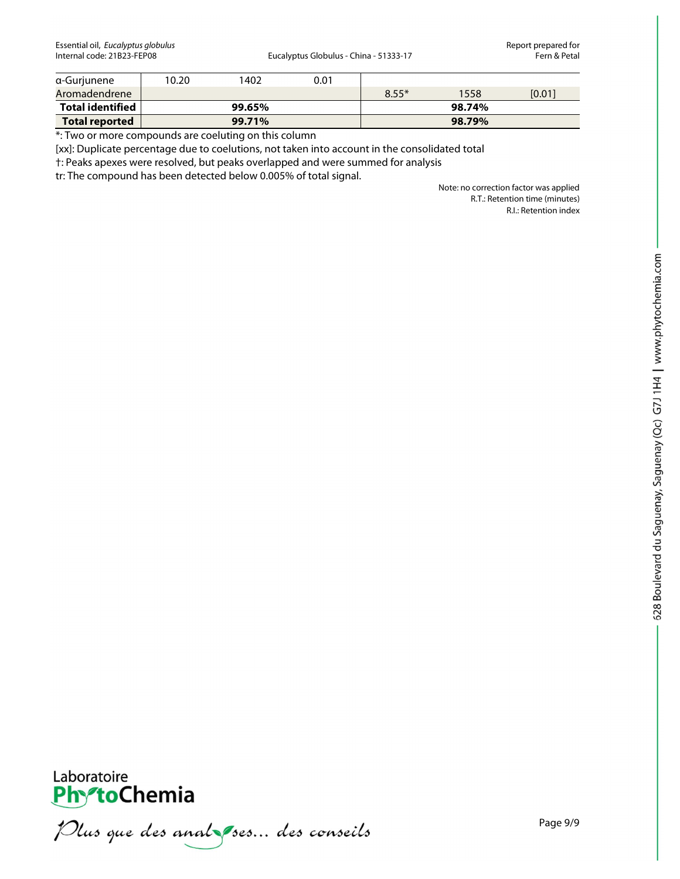| | | | | | | |
|---|---|---|---|---|---|---|
| α-Gurjunene | 10.20 | 1402 | 0.01 | | | |
| Aromadendrene | | | | 8.55* | 1558 | [0.01] |
| **Total identified** | | **99.65%** | | | **98.74%** | |
| **Total reported** | | **99.71%** | | | **98.79%** | |

*: Two or more compounds are coeluting on this column

[xx]: Duplicate percentage due to coelutions, not taken into account in the consolidated total

†: Peaks apexes were resolved, but peaks overlapped and were summed for analysis

tr: The compound has been detected below 0.005% of total signal.

Note: no correction factor was applied
R.T.: Retention time (minutes)
R.I.: Retention index

Laboratoire PhytoChemia

*Plus que des analyses... des conseils*